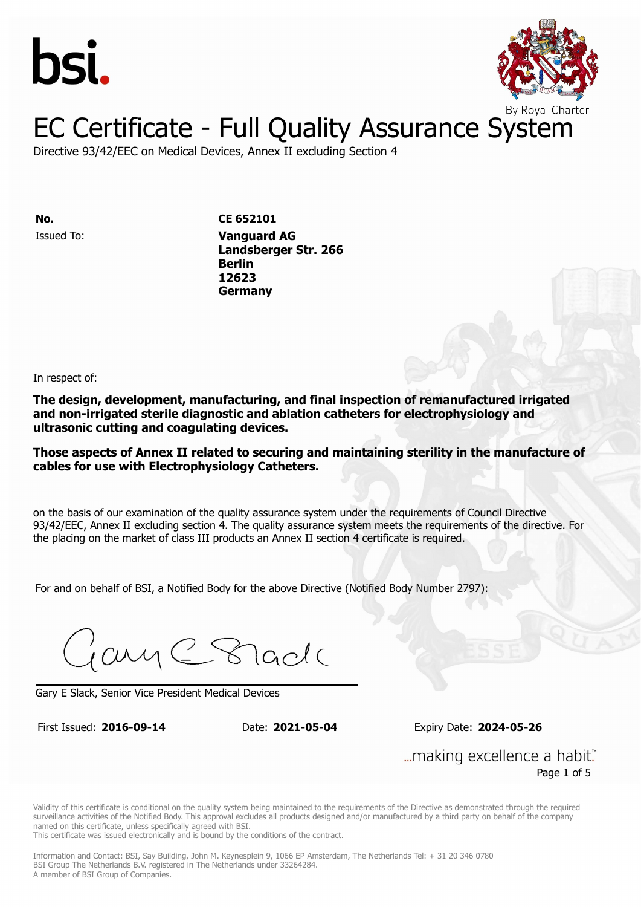# EC Certificate - Full Quality Assurance System

Directive 93/42/EEC on Medical Devices, Annex II excluding Section 4

| | |
|---|---|
| **No.** | **CE 652101** |
| Issued To: | **Vanguard AG**<br>**Landsberger Str. 266**<br>**Berlin**<br>**12623**<br>**Germany** |

In respect of:

**The design, development, manufacturing, and final inspection of remanufactured irrigated and non-irrigated sterile diagnostic and ablation catheters for electrophysiology and ultrasonic cutting and coagulating devices.**

**Those aspects of Annex II related to securing and maintaining sterility in the manufacture of cables for use with Electrophysiology Catheters.**

on the basis of our examination of the quality assurance system under the requirements of Council Directive 93/42/EEC, Annex II excluding section 4. The quality assurance system meets the requirements of the directive. For the placing on the market of class III products an Annex II section 4 certificate is required.

For and on behalf of BSI, a Notified Body for the above Directive (Notified Body Number 2797):

Gary E Slack, Senior Vice President Medical Devices

First Issued: **2016-09-14** Date: **2021-05-04** Expiry Date: **2024-05-26**

...making excellence a habit.™

Validity of this certificate is conditional on the quality system being maintained to the requirements of the Directive as demonstrated through the required surveillance activities of the Notified Body. This approval excludes all products designed and/or manufactured by a third party on behalf of the company named on this certificate, unless specifically agreed with BSI.
This certificate was issued electronically and is bound by the conditions of the contract.

Information and Contact: BSI, Say Building, John M. Keynesplein 9, 1066 EP Amsterdam, The Netherlands Tel: + 31 20 346 0780
BSI Group The Netherlands B.V. registered in The Netherlands under 33264284.
A member of BSI Group of Companies.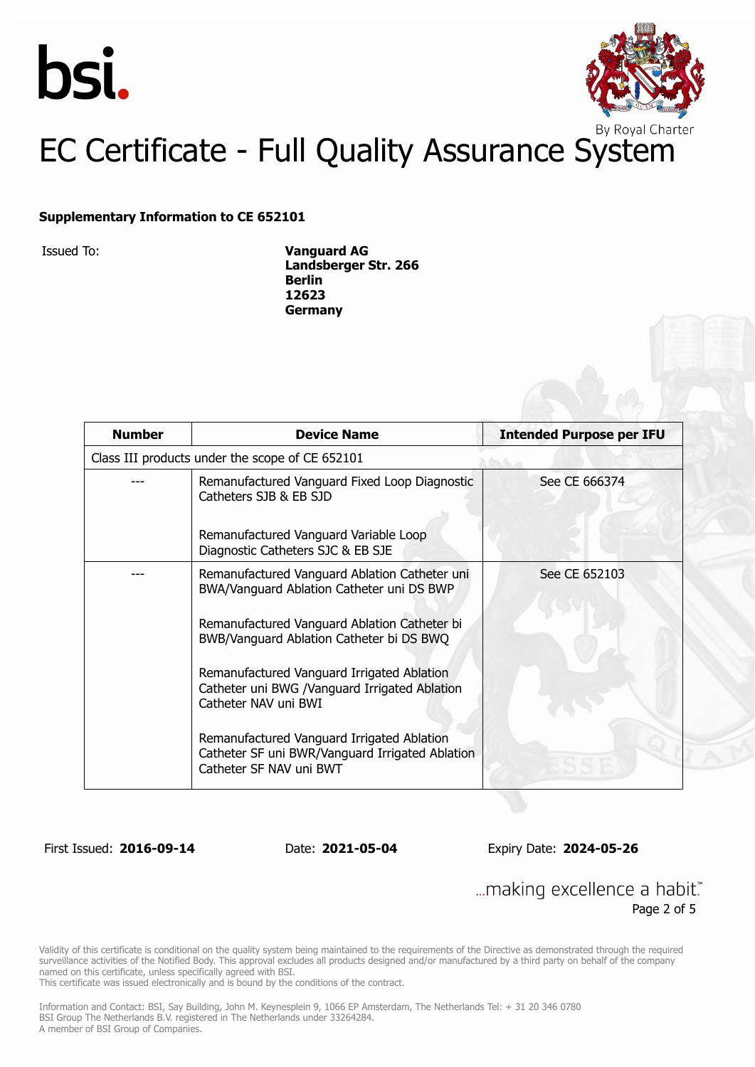# EC Certificate - Full Quality Assurance System

**Supplementary Information to CE 652101**

Issued To: **Vanguard AG**
**Landsberger Str. 266**
**Berlin**
**12623**
**Germany**

| Number | Device Name | Intended Purpose per IFU |
|---|---|---|
| Class III products under the scope of CE 652101 | | |
| --- | Remanufactured Vanguard Fixed Loop Diagnostic Catheters SJB & EB SJD<br><br>Remanufactured Vanguard Variable Loop Diagnostic Catheters SJC & EB SJE | See CE 666374 |
| --- | Remanufactured Vanguard Ablation Catheter uni BWA/Vanguard Ablation Catheter uni DS BWP<br><br>Remanufactured Vanguard Ablation Catheter bi BWB/Vanguard Ablation Catheter bi DS BWQ<br><br>Remanufactured Vanguard Irrigated Ablation Catheter uni BWG /Vanguard Irrigated Ablation Catheter NAV uni BWI<br><br>Remanufactured Vanguard Irrigated Ablation Catheter SF uni BWR/Vanguard Irrigated Ablation Catheter SF NAV uni BWT | See CE 652103 |

First Issued: **2016-09-14** Date: **2021-05-04** Expiry Date: **2024-05-26**

...making excellence a habit.™

Validity of this certificate is conditional on the quality system being maintained to the requirements of the Directive as demonstrated through the required surveillance activities of the Notified Body. This approval excludes all products designed and/or manufactured by a third party on behalf of the company named on this certificate, unless specifically agreed with BSI.
This certificate was issued electronically and is bound by the conditions of the contract.

Information and Contact: BSI, Say Building, John M. Keynesplein 9, 1066 EP Amsterdam, The Netherlands Tel: + 31 20 346 0780
BSI Group The Netherlands B.V. registered in The Netherlands under 33264284.
A member of BSI Group of Companies.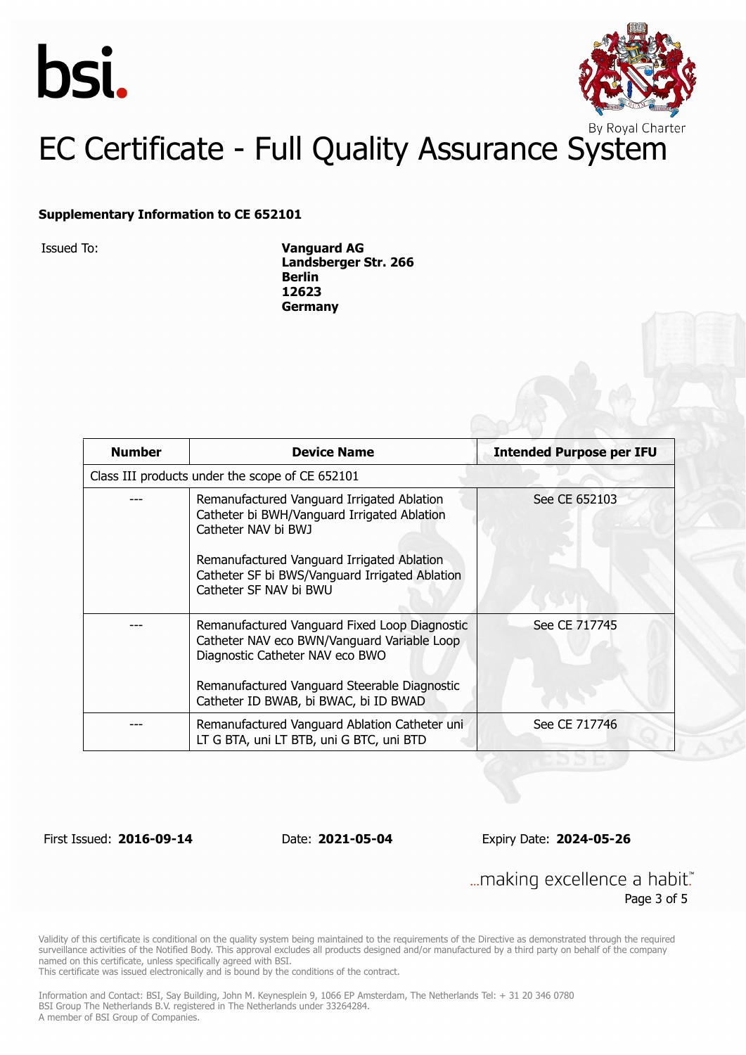# EC Certificate - Full Quality Assurance System

**Supplementary Information to CE 652101**

Issued To: **Vanguard AG**
**Landsberger Str. 266**
**Berlin**
**12623**
**Germany**

| Number | Device Name | Intended Purpose per IFU |
|---|---|---|
| Class III products under the scope of CE 652101 | | |
| --- | Remanufactured Vanguard Irrigated Ablation Catheter bi BWH/Vanguard Irrigated Ablation Catheter NAV bi BWJ<br><br>Remanufactured Vanguard Irrigated Ablation Catheter SF bi BWS/Vanguard Irrigated Ablation Catheter SF NAV bi BWU | See CE 652103 |
| --- | Remanufactured Vanguard Fixed Loop Diagnostic Catheter NAV eco BWN/Vanguard Variable Loop Diagnostic Catheter NAV eco BWO<br><br>Remanufactured Vanguard Steerable Diagnostic Catheter ID BWAB, bi BWAC, bi ID BWAD | See CE 717745 |
| --- | Remanufactured Vanguard Ablation Catheter uni LT G BTA, uni LT BTB, uni G BTC, uni BTD | See CE 717746 |

First Issued: **2016-09-14** Date: **2021-05-04** Expiry Date: **2024-05-26**

Validity of this certificate is conditional on the quality system being maintained to the requirements of the Directive as demonstrated through the required surveillance activities of the Notified Body. This approval excludes all products designed and/or manufactured by a third party on behalf of the company named on this certificate, unless specifically agreed with BSI.
This certificate was issued electronically and is bound by the conditions of the contract.

Information and Contact: BSI, Say Building, John M. Keynesplein 9, 1066 EP Amsterdam, The Netherlands Tel: + 31 20 346 0780
BSI Group The Netherlands B.V. registered in The Netherlands under 33264284.
A member of BSI Group of Companies.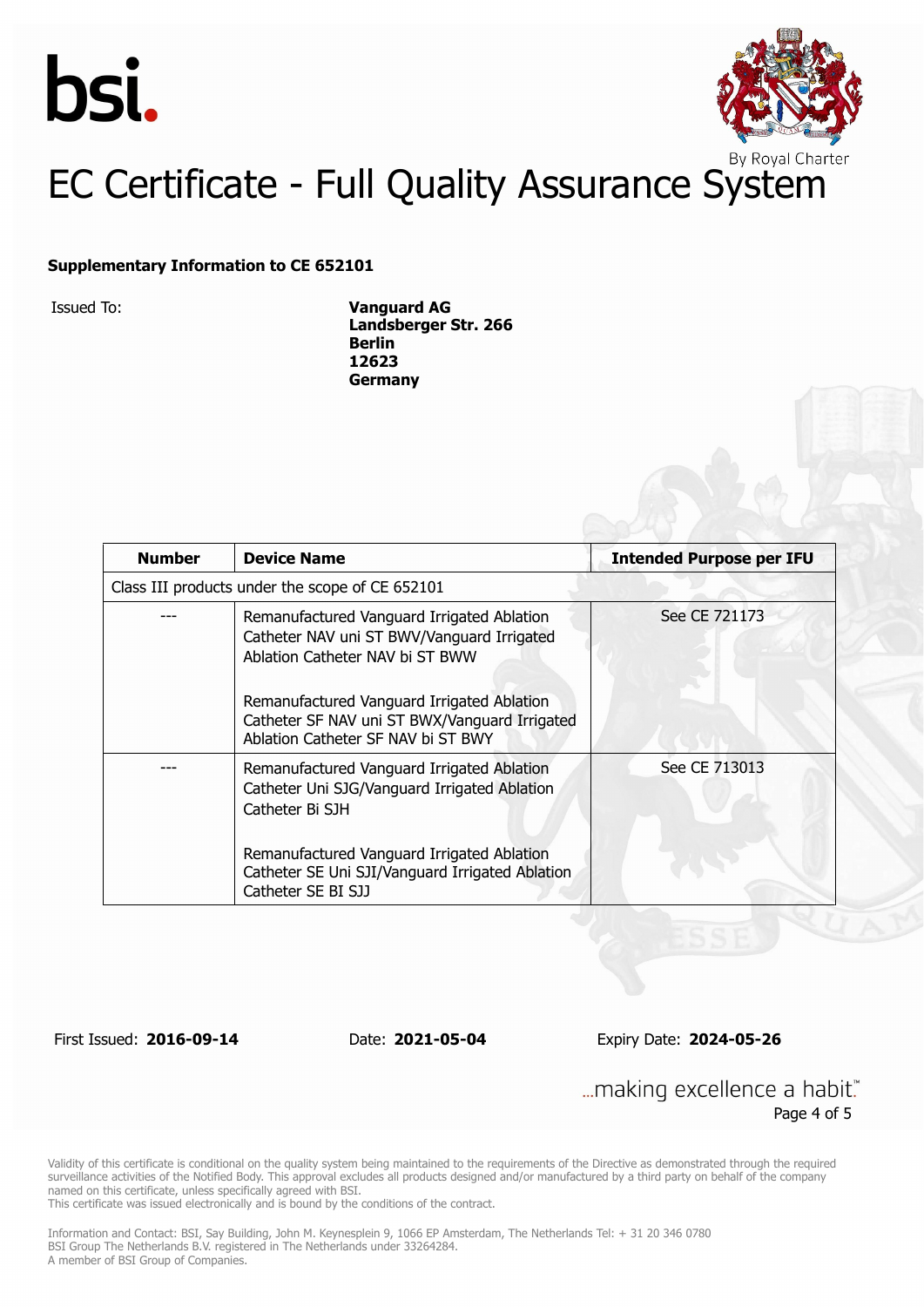# EC Certificate - Full Quality Assurance System

**Supplementary Information to CE 652101**

Issued To: **Vanguard AG**
**Landsberger Str. 266**
**Berlin**
**12623**
**Germany**

| Number | Device Name | Intended Purpose per IFU |
|---|---|---|
| Class III products under the scope of CE 652101 | | |
| --- | Remanufactured Vanguard Irrigated Ablation Catheter NAV uni ST BWV/Vanguard Irrigated Ablation Catheter NAV bi ST BWW<br><br>Remanufactured Vanguard Irrigated Ablation Catheter SF NAV uni ST BWX/Vanguard Irrigated Ablation Catheter SF NAV bi ST BWY | See CE 721173 |
| --- | Remanufactured Vanguard Irrigated Ablation Catheter Uni SJG/Vanguard Irrigated Ablation Catheter Bi SJH<br><br>Remanufactured Vanguard Irrigated Ablation Catheter SE Uni SJI/Vanguard Irrigated Ablation Catheter SE BI SJJ | See CE 713013 |

First Issued: **2016-09-14** Date: **2021-05-04** Expiry Date: **2024-05-26**

...making excellence a habit.™

Validity of this certificate is conditional on the quality system being maintained to the requirements of the Directive as demonstrated through the required surveillance activities of the Notified Body. This approval excludes all products designed and/or manufactured by a third party on behalf of the company named on this certificate, unless specifically agreed with BSI.
This certificate was issued electronically and is bound by the conditions of the contract.

Information and Contact: BSI, Say Building, John M. Keynesplein 9, 1066 EP Amsterdam, The Netherlands Tel: + 31 20 346 0780
BSI Group The Netherlands B.V. registered in The Netherlands under 33264284.
A member of BSI Group of Companies.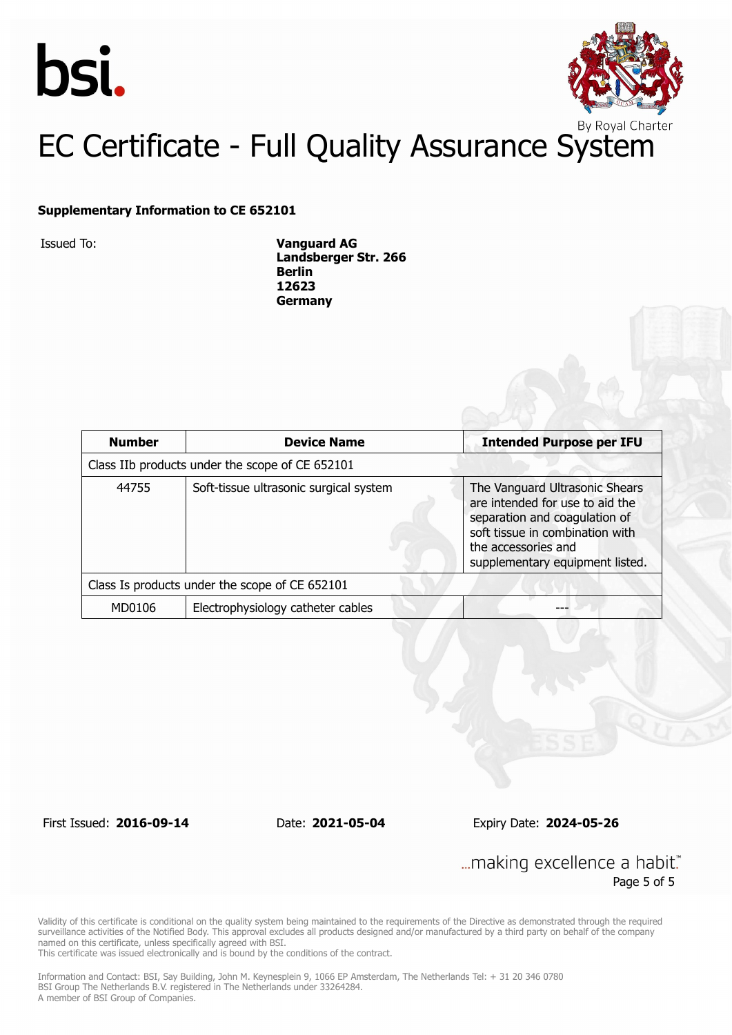bsi.

By Royal Charter

# EC Certificate - Full Quality Assurance System

**Supplementary Information to CE 652101**

Issued To: **Vanguard AG**
**Landsberger Str. 266**
**Berlin**
**12623**
**Germany**

| Number | Device Name | Intended Purpose per IFU |
|---|---|---|
| Class IIb products under the scope of CE 652101 | | |
| 44755 | Soft-tissue ultrasonic surgical system | The Vanguard Ultrasonic Shears are intended for use to aid the separation and coagulation of soft tissue in combination with the accessories and supplementary equipment listed. |
| Class Is products under the scope of CE 652101 | | |
| MD0106 | Electrophysiology catheter cables | --- |

First Issued: **2016-09-14** Date: **2021-05-04** Expiry Date: **2024-05-26**

...making excellence a habit.™

Validity of this certificate is conditional on the quality system being maintained to the requirements of the Directive as demonstrated through the required surveillance activities of the Notified Body. This approval excludes all products designed and/or manufactured by a third party on behalf of the company named on this certificate, unless specifically agreed with BSI.
This certificate was issued electronically and is bound by the conditions of the contract.

Information and Contact: BSI, Say Building, John M. Keynesplein 9, 1066 EP Amsterdam, The Netherlands Tel: + 31 20 346 0780
BSI Group The Netherlands B.V. registered in The Netherlands under 33264284.
A member of BSI Group of Companies.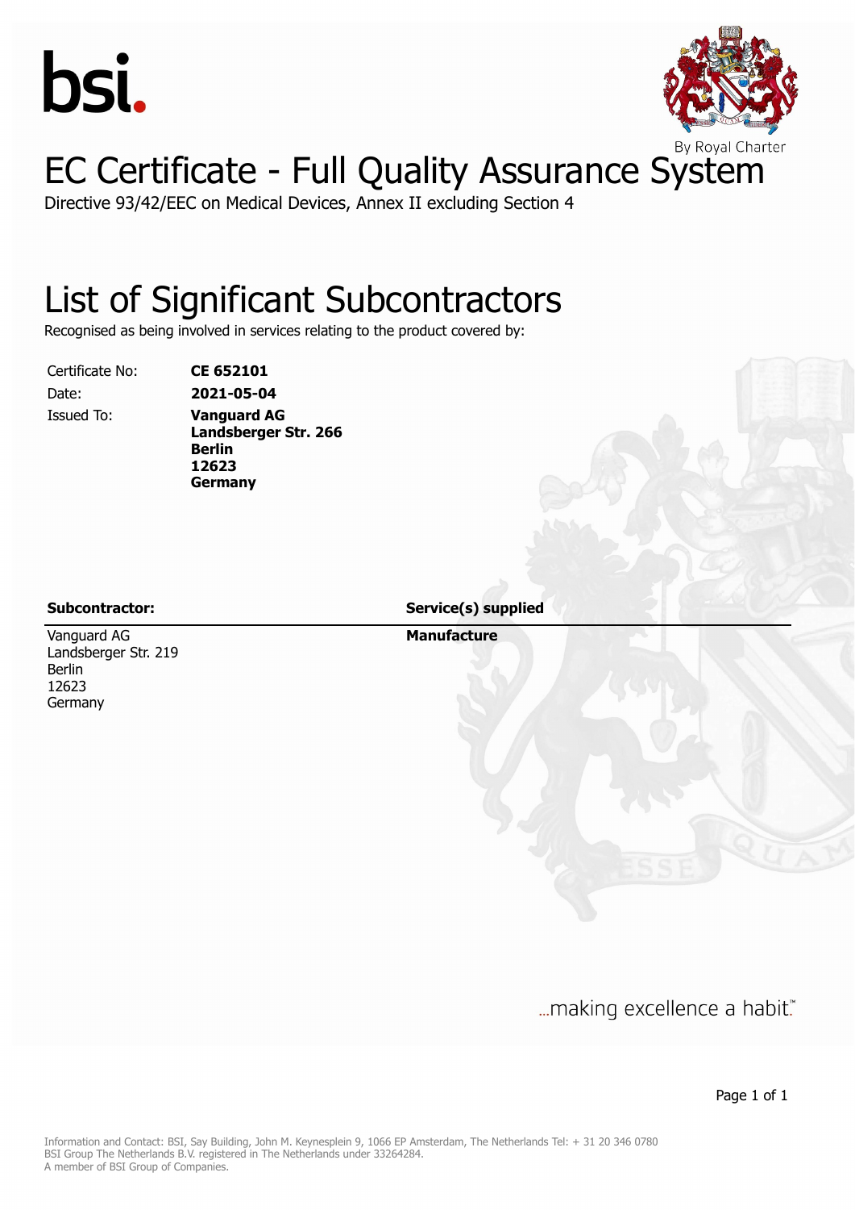# EC Certificate - Full Quality Assurance System

Directive 93/42/EEC on Medical Devices, Annex II excluding Section 4

## List of Significant Subcontractors

Recognised as being involved in services relating to the product covered by:

| | |
|---|---|
| Certificate No: | **CE 652101** |
| Date: | **2021-05-04** |
| Issued To: | **Vanguard AG**<br>**Landsberger Str. 266**<br>**Berlin**<br>**12623**<br>**Germany** |

| Subcontractor: | Service(s) supplied |
|---|---|
| Vanguard AG<br>Landsberger Str. 219<br>Berlin<br>12623<br>Germany | **Manufacture** |

...making excellence a habit.™

Information and Contact: BSI, Say Building, John M. Keynesplein 9, 1066 EP Amsterdam, The Netherlands Tel: + 31 20 346 0780
BSI Group The Netherlands B.V. registered in The Netherlands under 33264284.
A member of BSI Group of Companies.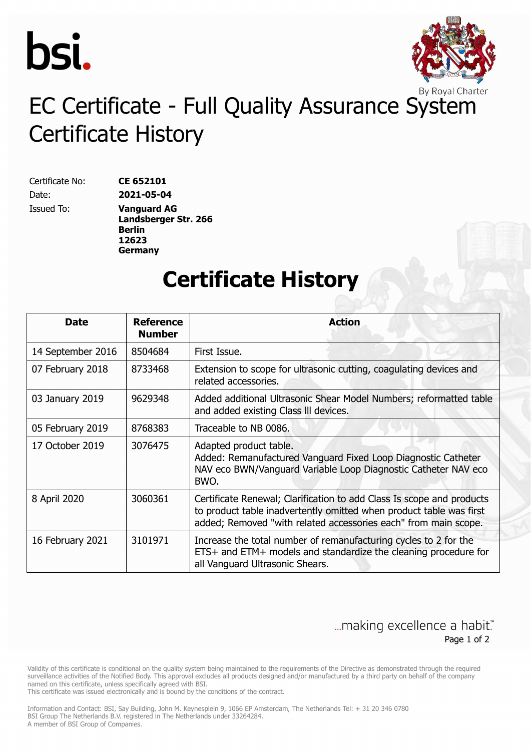# EC Certificate - Full Quality Assurance System Certificate History

Certificate No: **CE 652101**

Date: **2021-05-04**

Issued To: **Vanguard AG**
**Landsberger Str. 266**
**Berlin**
**12623**
**Germany**

## Certificate History

| Date | Reference Number | Action |
| --- | --- | --- |
| 14 September 2016 | 8504684 | First Issue. |
| 07 February 2018 | 8733468 | Extension to scope for ultrasonic cutting, coagulating devices and related accessories. |
| 03 January 2019 | 9629348 | Added additional Ultrasonic Shear Model Numbers; reformatted table and added existing Class lll devices. |
| 05 February 2019 | 8768383 | Traceable to NB 0086. |
| 17 October 2019 | 3076475 | Adapted product table. Added: Remanufactured Vanguard Fixed Loop Diagnostic Catheter NAV eco BWN/Vanguard Variable Loop Diagnostic Catheter NAV eco BWO. |
| 8 April 2020 | 3060361 | Certificate Renewal; Clarification to add Class Is scope and products to product table inadvertently omitted when product table was first added; Removed "with related accessories each" from main scope. |
| 16 February 2021 | 3101971 | Increase the total number of remanufacturing cycles to 2 for the ETS+ and ETM+ models and standardize the cleaning procedure for all Vanguard Ultrasonic Shears. |

...making excellence a habit.™

Validity of this certificate is conditional on the quality system being maintained to the requirements of the Directive as demonstrated through the required surveillance activities of the Notified Body. This approval excludes all products designed and/or manufactured by a third party on behalf of the company named on this certificate, unless specifically agreed with BSI.
This certificate was issued electronically and is bound by the conditions of the contract.

Information and Contact: BSI, Say Building, John M. Keynesplein 9, 1066 EP Amsterdam, The Netherlands Tel: + 31 20 346 0780
BSI Group The Netherlands B.V. registered in The Netherlands under 33264284.
A member of BSI Group of Companies.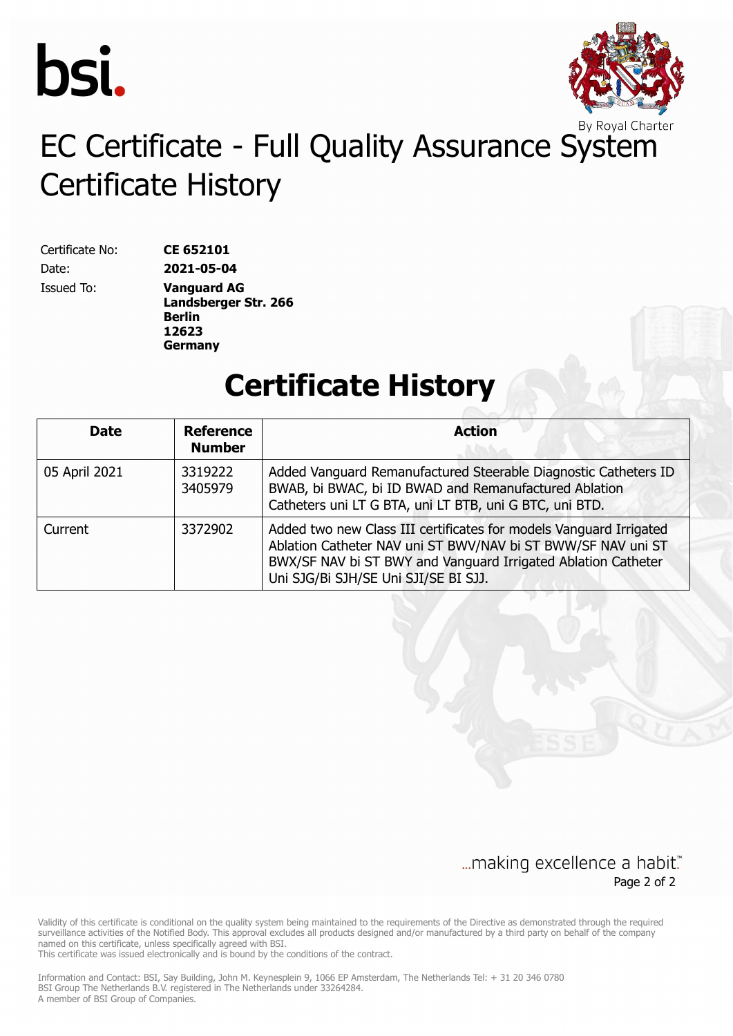# EC Certificate - Full Quality Assurance System Certificate History

Certificate No: **CE 652101**

Date: **2021-05-04**

Issued To: **Vanguard AG**
**Landsberger Str. 266**
**Berlin**
**12623**
**Germany**

## Certificate History

| Date | Reference Number | Action |
|---|---|---|
| 05 April 2021 | 3319222<br>3405979 | Added Vanguard Remanufactured Steerable Diagnostic Catheters ID BWAB, bi BWAC, bi ID BWAD and Remanufactured Ablation Catheters uni LT G BTA, uni LT BTB, uni G BTC, uni BTD. |
| Current | 3372902 | Added two new Class III certificates for models Vanguard Irrigated Ablation Catheter NAV uni ST BWV/NAV bi ST BWW/SF NAV uni ST BWX/SF NAV bi ST BWY and Vanguard Irrigated Ablation Catheter Uni SJG/Bi SJH/SE Uni SJI/SE BI SJJ. |

...making excellence a habit.™

Validity of this certificate is conditional on the quality system being maintained to the requirements of the Directive as demonstrated through the required surveillance activities of the Notified Body. This approval excludes all products designed and/or manufactured by a third party on behalf of the company named on this certificate, unless specifically agreed with BSI.
This certificate was issued electronically and is bound by the conditions of the contract.

Information and Contact: BSI, Say Building, John M. Keynesplein 9, 1066 EP Amsterdam, The Netherlands Tel: + 31 20 346 0780
BSI Group The Netherlands B.V. registered in The Netherlands under 33264284.
A member of BSI Group of Companies.